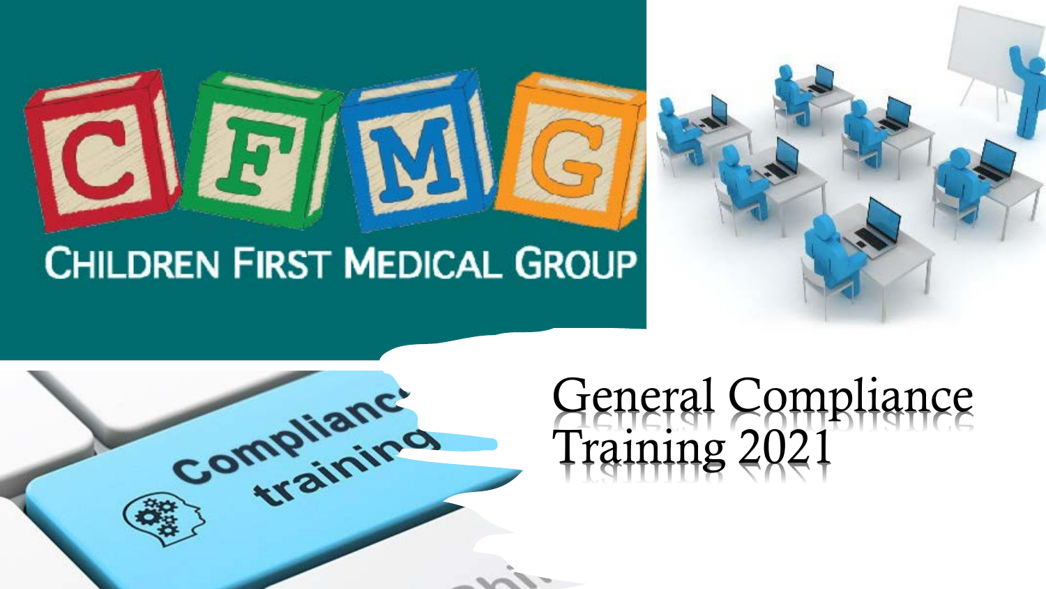CHILDREN FIRST MEDICAL GROUP

# General Compliance Training 2021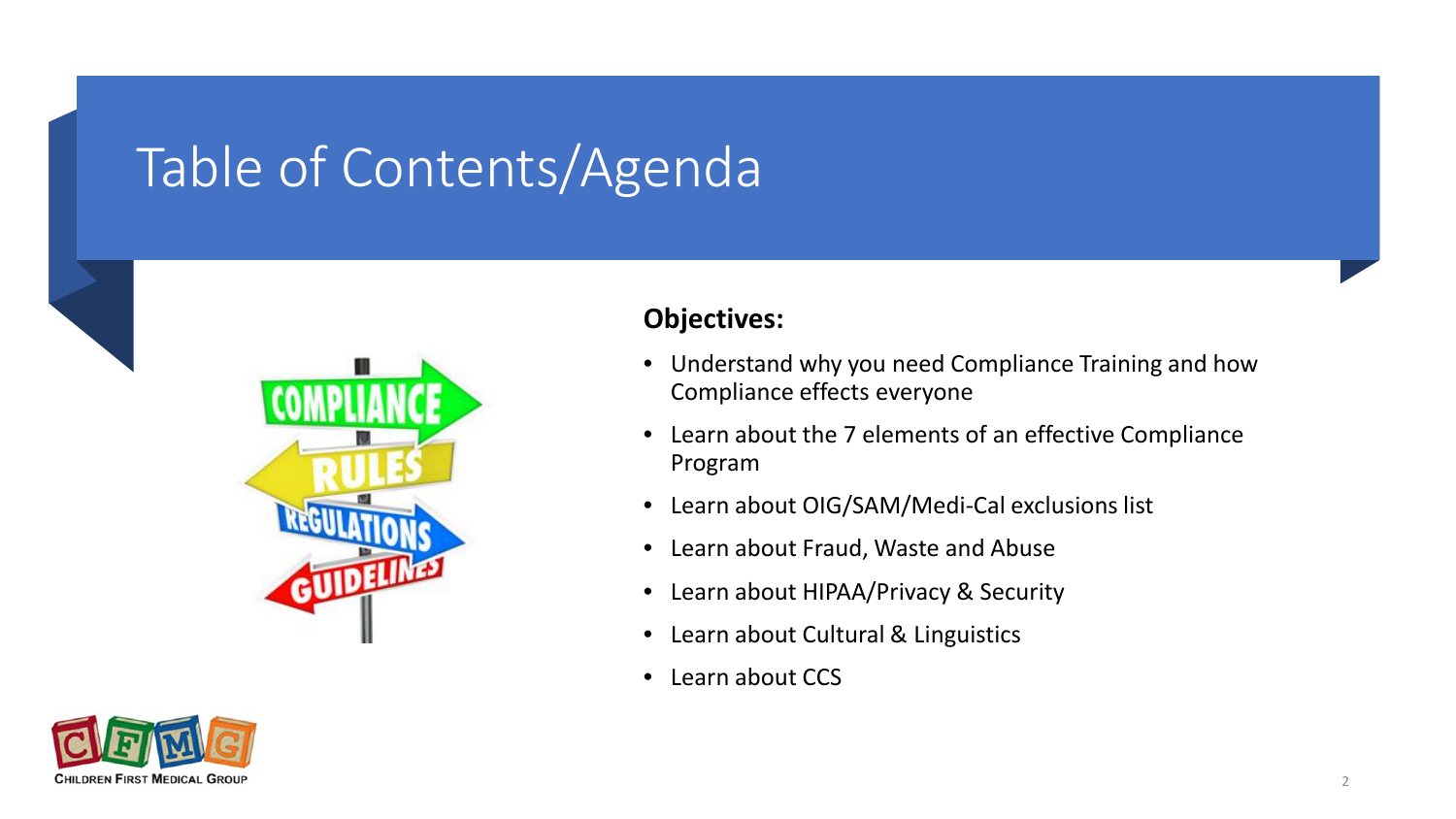# Table of Contents/Agenda

**Objectives:**

- Understand why you need Compliance Training and how Compliance effects everyone
- Learn about the 7 elements of an effective Compliance Program
- Learn about OIG/SAM/Medi-Cal exclusions list
- Learn about Fraud, Waste and Abuse
- Learn about HIPAA/Privacy & Security
- Learn about Cultural & Linguistics
- Learn about CCS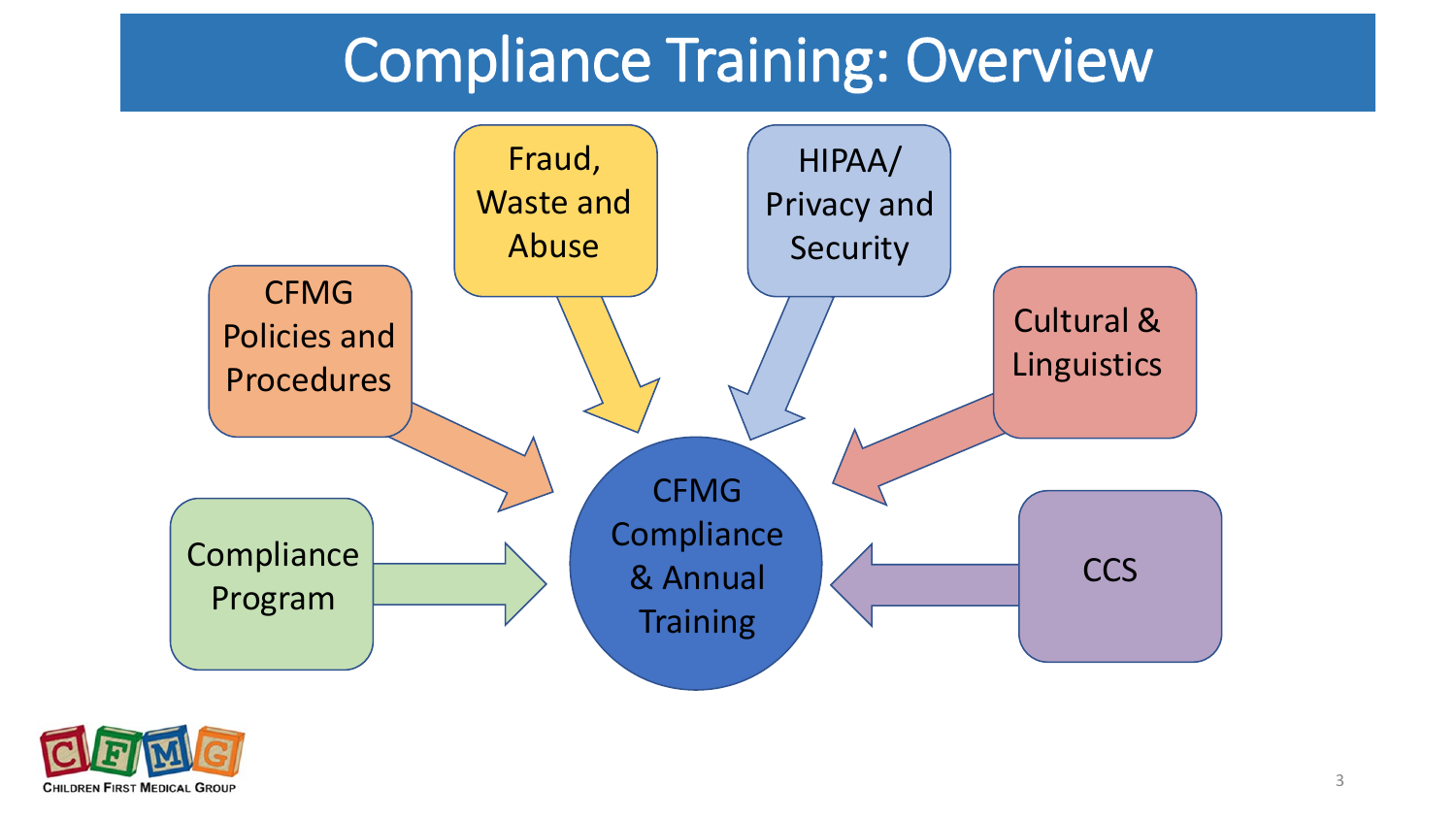# Compliance Training: Overview

- CFMG Policies and Procedures
- Fraud, Waste and Abuse
- HIPAA/ Privacy and Security
- Cultural & Linguistics
- Compliance Program
- CCS

**CFMG Compliance & Annual Training**

CHILDREN FIRST MEDICAL GROUP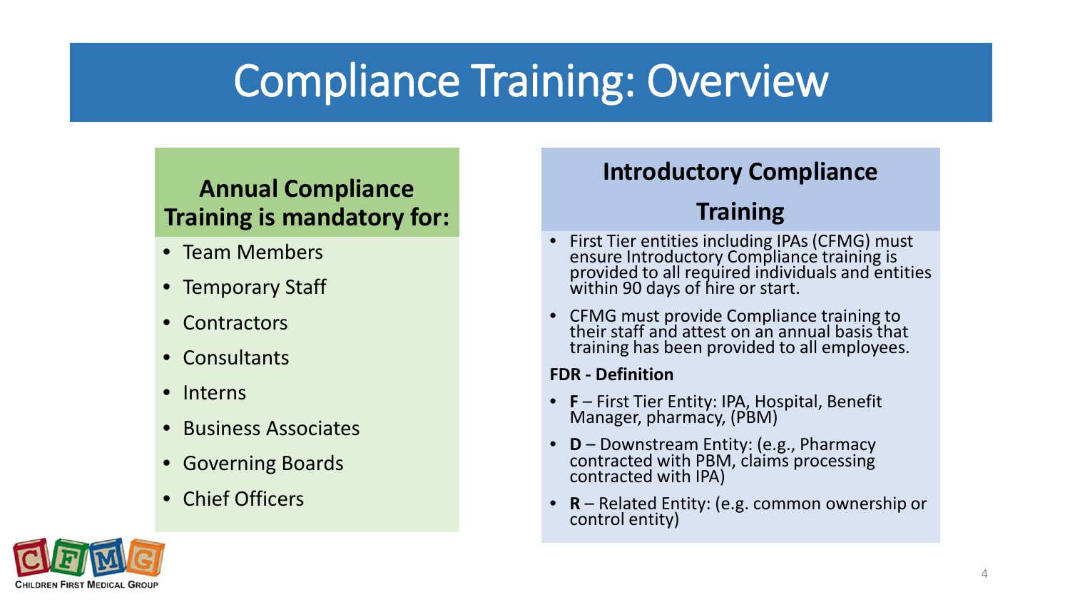# Compliance Training: Overview

## Annual Compliance Training is mandatory for:

- Team Members
- Temporary Staff
- Contractors
- Consultants
- Interns
- Business Associates
- Governing Boards
- Chief Officers

## Introductory Compliance Training

- First Tier entities including IPAs (CFMG) must ensure Introductory Compliance training is provided to all required individuals and entities within 90 days of hire or start.
- CFMG must provide Compliance training to their staff and attest on an annual basis that training has been provided to all employees.

**FDR - Definition**

- **F** – First Tier Entity: IPA, Hospital, Benefit Manager, pharmacy, (PBM)
- **D** – Downstream Entity: (e.g., Pharmacy contracted with PBM, claims processing contracted with IPA)
- **R** – Related Entity: (e.g. common ownership or control entity)

CHILDREN FIRST MEDICAL GROUP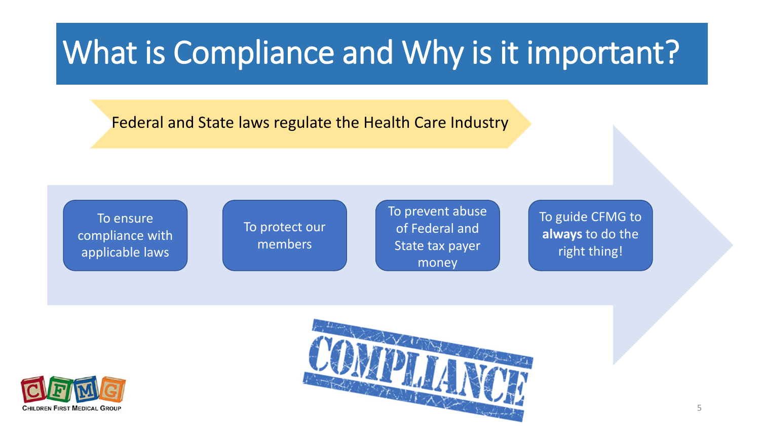# What is Compliance and Why is it important?

Federal and State laws regulate the Health Care Industry

- To ensure compliance with applicable laws
- To protect our members
- To prevent abuse of Federal and State tax payer money
- To guide CFMG to **always** to do the right thing!

COMPLIANCE

CHILDREN FIRST MEDICAL GROUP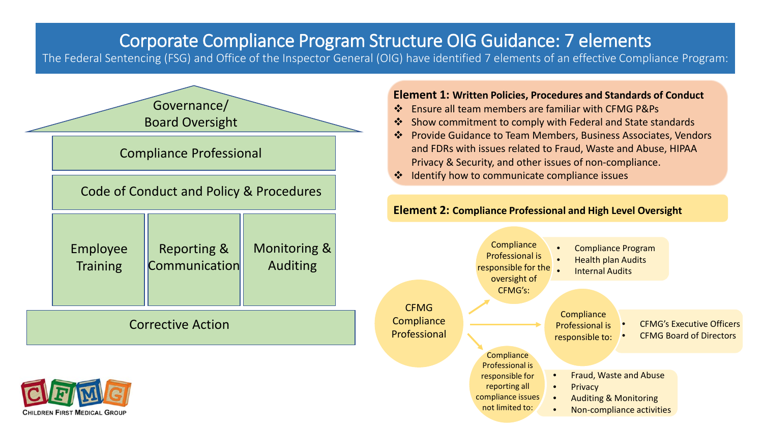# Corporate Compliance Program Structure OIG Guidance: 7 elements

The Federal Sentencing (FSG) and Office of the Inspector General (OIG) have identified 7 elements of an effective Compliance Program:

- Governance/ Board Oversight
- Compliance Professional
- Code of Conduct and Policy & Procedures
- Employee Training
- Reporting & Communication
- Monitoring & Auditing
- Corrective Action

**Element 1: Written Policies, Procedures and Standards of Conduct**

- Ensure all team members are familiar with CFMG P&Ps
- Show commitment to comply with Federal and State standards
- Provide Guidance to Team Members, Business Associates, Vendors and FDRs with issues related to Fraud, Waste and Abuse, HIPAA Privacy & Security, and other issues of non-compliance.
- Identify how to communicate compliance issues

**Element 2: Compliance Professional and High Level Oversight**

CFMG Compliance Professional

Compliance Professional is responsible for the oversight of CFMG's:

- Compliance Program
- Health plan Audits
- Internal Audits

Compliance Professional is responsible to:

- CFMG's Executive Officers
- CFMG Board of Directors

Compliance Professional is responsible for reporting all compliance issues not limited to:

- Fraud, Waste and Abuse
- Privacy
- Auditing & Monitoring
- Non-compliance activities

CFMG
CHILDREN FIRST MEDICAL GROUP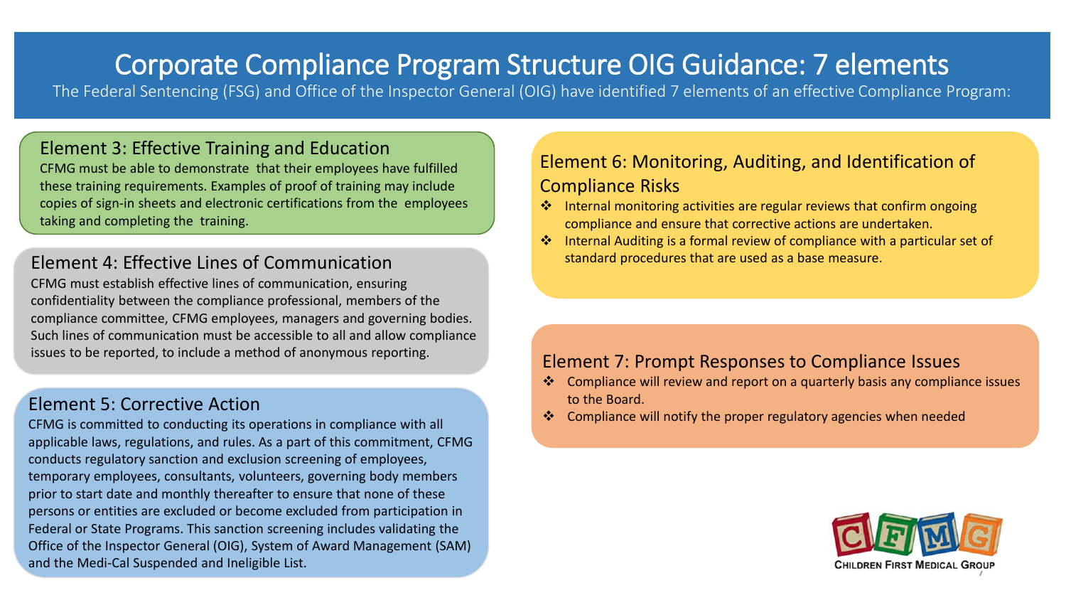# Corporate Compliance Program Structure OIG Guidance: 7 elements

The Federal Sentencing (FSG) and Office of the Inspector General (OIG) have identified 7 elements of an effective Compliance Program:

## Element 3: Effective Training and Education

CFMG must be able to demonstrate that their employees have fulfilled these training requirements. Examples of proof of training may include copies of sign-in sheets and electronic certifications from the employees taking and completing the training.

## Element 4: Effective Lines of Communication

CFMG must establish effective lines of communication, ensuring confidentiality between the compliance professional, members of the compliance committee, CFMG employees, managers and governing bodies. Such lines of communication must be accessible to all and allow compliance issues to be reported, to include a method of anonymous reporting.

## Element 5: Corrective Action

CFMG is committed to conducting its operations in compliance with all applicable laws, regulations, and rules. As a part of this commitment, CFMG conducts regulatory sanction and exclusion screening of employees, temporary employees, consultants, volunteers, governing body members prior to start date and monthly thereafter to ensure that none of these persons or entities are excluded or become excluded from participation in Federal or State Programs. This sanction screening includes validating the Office of the Inspector General (OIG), System of Award Management (SAM) and the Medi-Cal Suspended and Ineligible List.

## Element 6: Monitoring, Auditing, and Identification of Compliance Risks

- Internal monitoring activities are regular reviews that confirm ongoing compliance and ensure that corrective actions are undertaken.
- Internal Auditing is a formal review of compliance with a particular set of standard procedures that are used as a base measure.

## Element 7: Prompt Responses to Compliance Issues

- Compliance will review and report on a quarterly basis any compliance issues to the Board.
- Compliance will notify the proper regulatory agencies when needed

CFMG
Children First Medical Group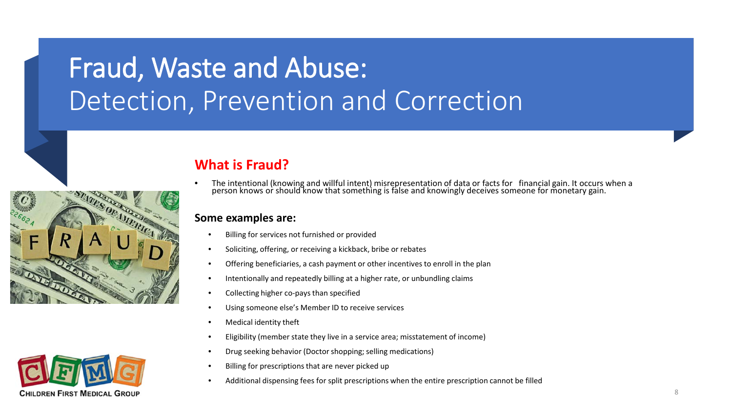# Fraud, Waste and Abuse:
Detection, Prevention and Correction

## What is Fraud?

- The intentional (knowing and willful intent) misrepresentation of data or facts for financial gain. It occurs when a person knows or should know that something is false and knowingly deceives someone for monetary gain.

### Some examples are:

- Billing for services not furnished or provided
- Soliciting, offering, or receiving a kickback, bribe or rebates
- Offering beneficiaries, a cash payment or other incentives to enroll in the plan
- Intentionally and repeatedly billing at a higher rate, or unbundling claims
- Collecting higher co-pays than specified
- Using someone else's Member ID to receive services
- Medical identity theft
- Eligibility (member state they live in a service area; misstatement of income)
- Drug seeking behavior (Doctor shopping; selling medications)
- Billing for prescriptions that are never picked up
- Additional dispensing fees for split prescriptions when the entire prescription cannot be filled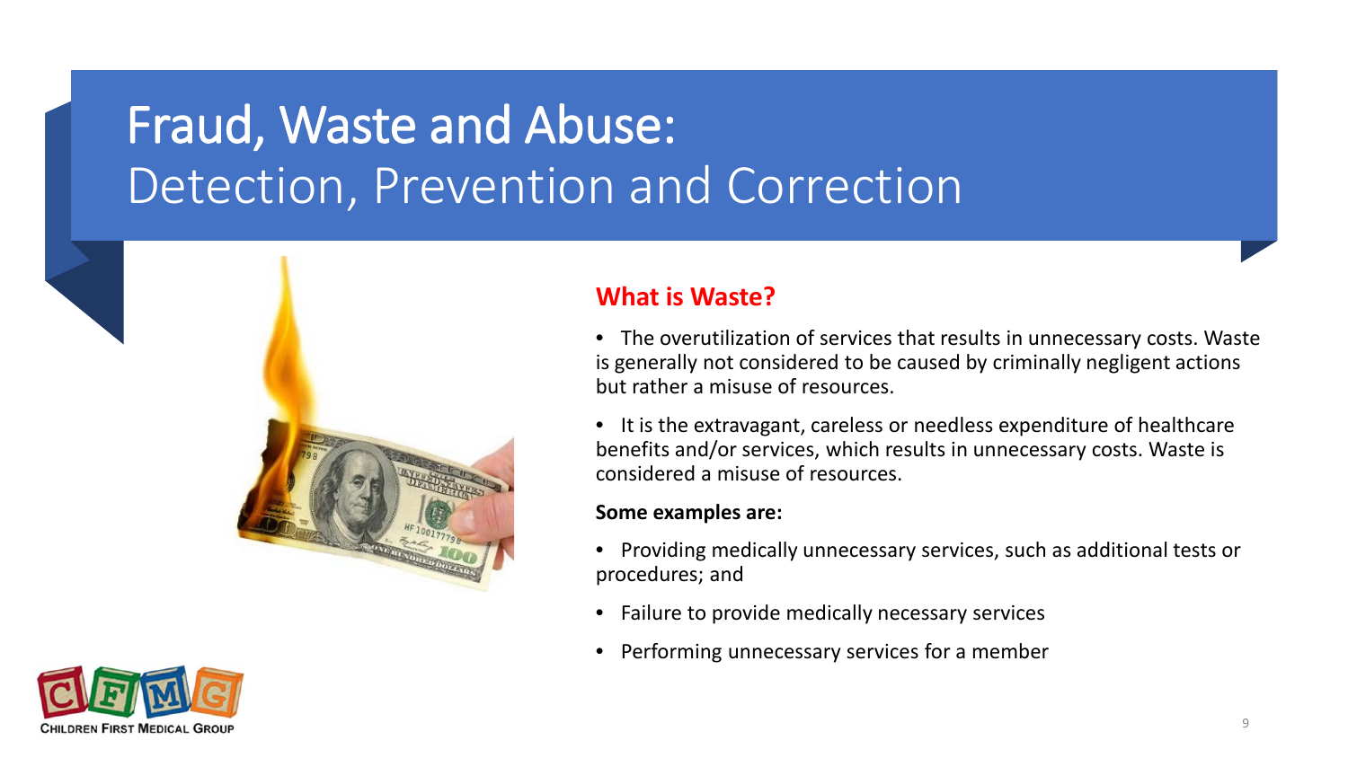# Fraud, Waste and Abuse: Detection, Prevention and Correction

## What is Waste?

- The overutilization of services that results in unnecessary costs. Waste is generally not considered to be caused by criminally negligent actions but rather a misuse of resources.
- It is the extravagant, careless or needless expenditure of healthcare benefits and/or services, which results in unnecessary costs. Waste is considered a misuse of resources.

**Some examples are:**

- Providing medically unnecessary services, such as additional tests or procedures; and
- Failure to provide medically necessary services
- Performing unnecessary services for a member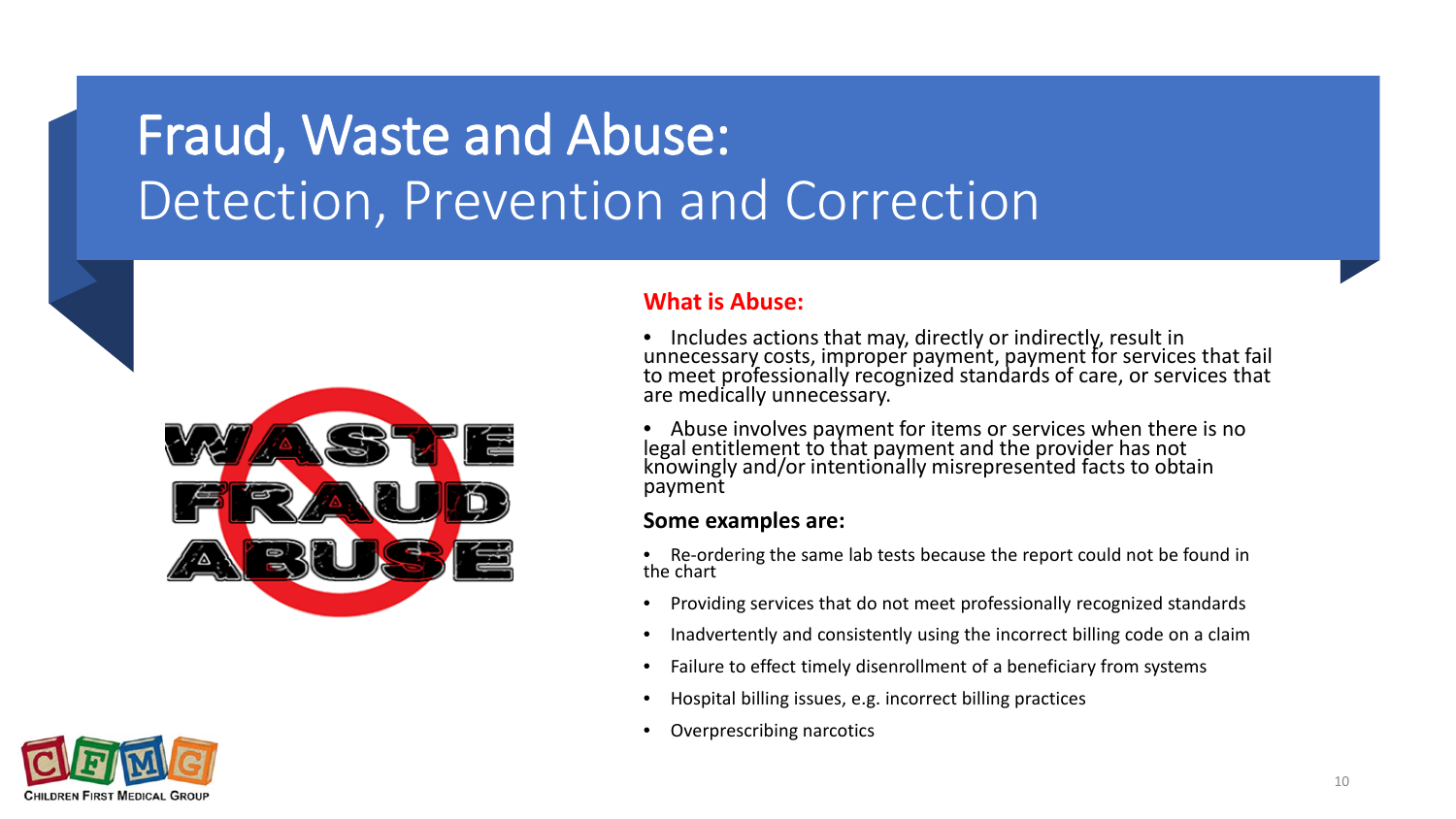# Fraud, Waste and Abuse:
## Detection, Prevention and Correction

**What is Abuse:**

- Includes actions that may, directly or indirectly, result in unnecessary costs, improper payment, payment for services that fail to meet professionally recognized standards of care, or services that are medically unnecessary.
- Abuse involves payment for items or services when there is no legal entitlement to that payment and the provider has not knowingly and/or intentionally misrepresented facts to obtain payment

**Some examples are:**

- Re-ordering the same lab tests because the report could not be found in the chart
- Providing services that do not meet professionally recognized standards
- Inadvertently and consistently using the incorrect billing code on a claim
- Failure to effect timely disenrollment of a beneficiary from systems
- Hospital billing issues, e.g. incorrect billing practices
- Overprescribing narcotics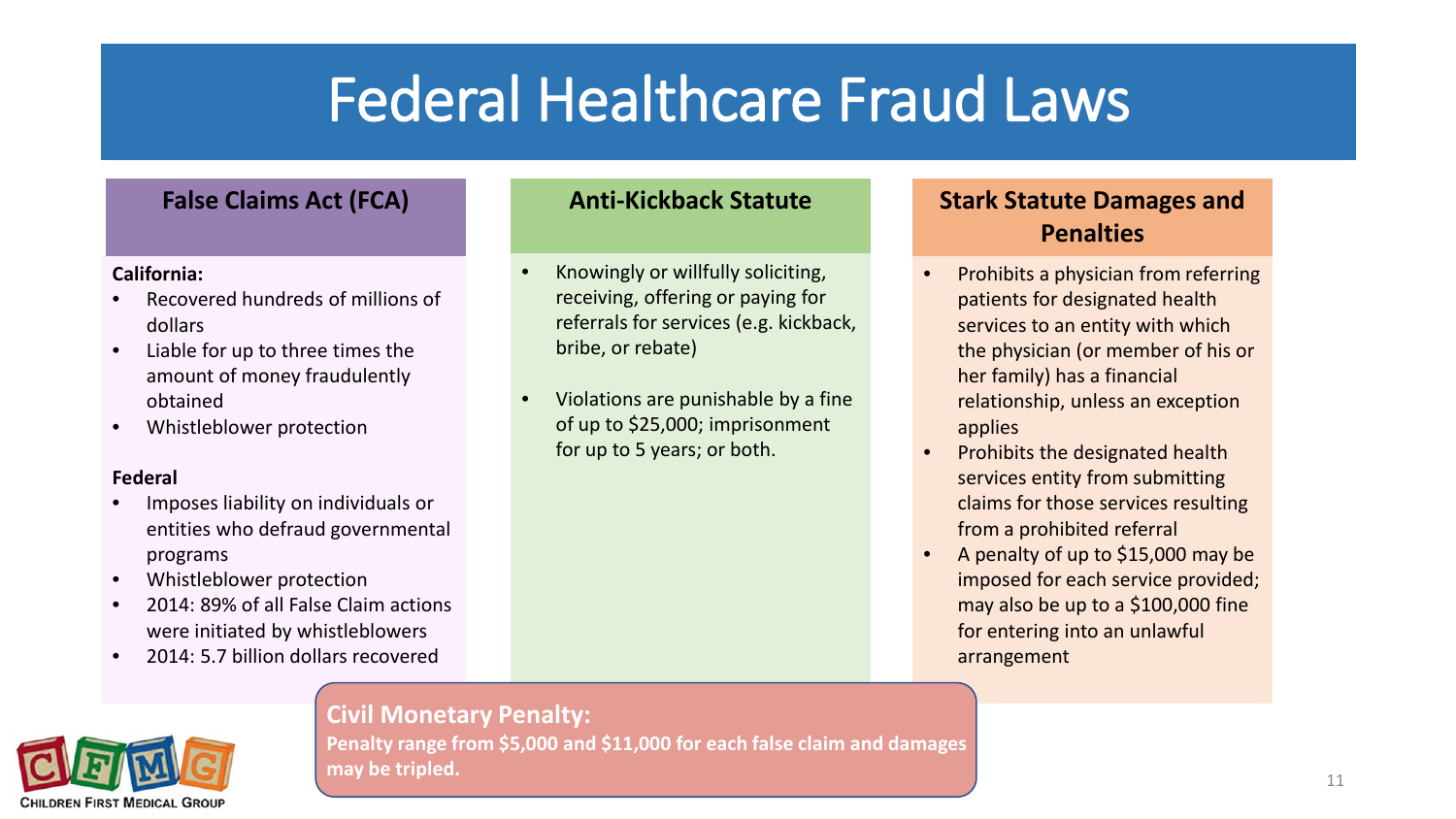# Federal Healthcare Fraud Laws

## False Claims Act (FCA)

**California:**

- Recovered hundreds of millions of dollars
- Liable for up to three times the amount of money fraudulently obtained
- Whistleblower protection

**Federal**

- Imposes liability on individuals or entities who defraud governmental programs
- Whistleblower protection
- 2014: 89% of all False Claim actions were initiated by whistleblowers
- 2014: 5.7 billion dollars recovered

## Anti-Kickback Statute

- Knowingly or willfully soliciting, receiving, offering or paying for referrals for services (e.g. kickback, bribe, or rebate)
- Violations are punishable by a fine of up to $25,000; imprisonment for up to 5 years; or both.

## Stark Statute Damages and Penalties

- Prohibits a physician from referring patients for designated health services to an entity with which the physician (or member of his or her family) has a financial relationship, unless an exception applies
- Prohibits the designated health services entity from submitting claims for those services resulting from a prohibited referral
- A penalty of up to $15,000 may be imposed for each service provided; may also be up to a $100,000 fine for entering into an unlawful arrangement

**Civil Monetary Penalty:**

**Penalty range from $5,000 and $11,000 for each false claim and damages may be tripled.**

CHILDREN FIRST MEDICAL GROUP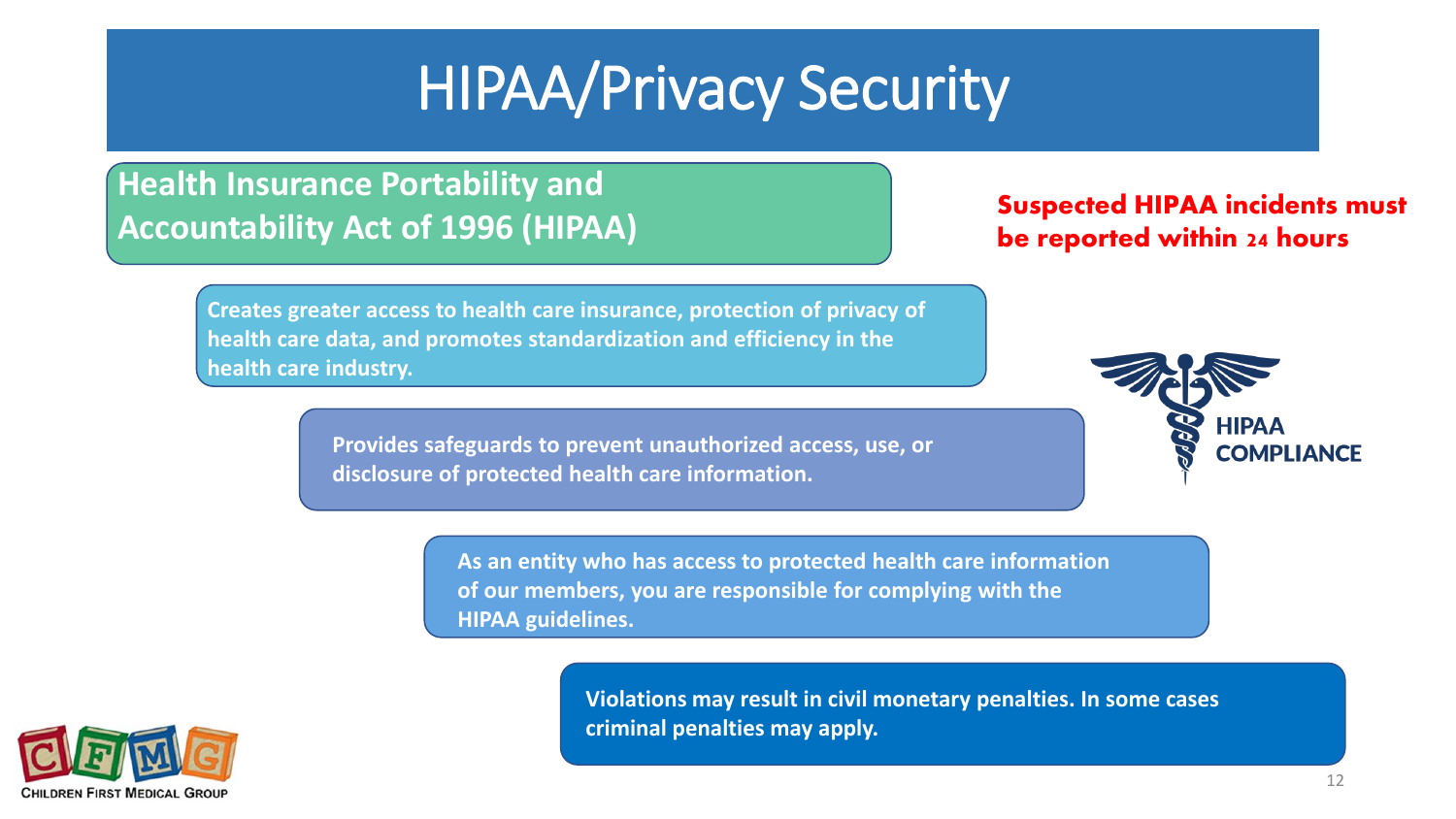# HIPAA/Privacy Security

## Health Insurance Portability and Accountability Act of 1996 (HIPAA)

**Suspected HIPAA incidents must be reported within 24 hours**

**Creates greater access to health care insurance, protection of privacy of health care data, and promotes standardization and efficiency in the health care industry.**

**Provides safeguards to prevent unauthorized access, use, or disclosure of protected health care information.**

**As an entity who has access to protected health care information of our members, you are responsible for complying with the HIPAA guidelines.**

**Violations may result in civil monetary penalties. In some cases criminal penalties may apply.**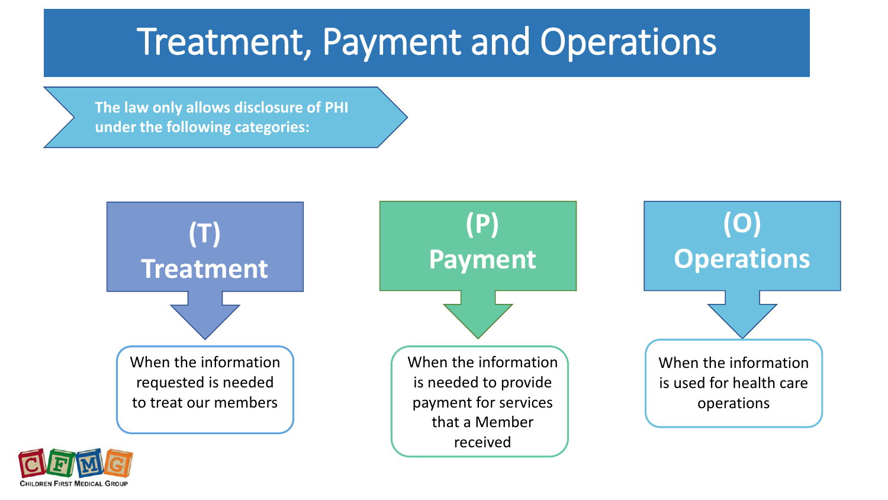# Treatment, Payment and Operations

**The law only allows disclosure of PHI under the following categories:**

## (T) Treatment

When the information requested is needed to treat our members

## (P) Payment

When the information is needed to provide payment for services that a Member received

## (O) Operations

When the information is used for health care operations

CFMG
Children First Medical Group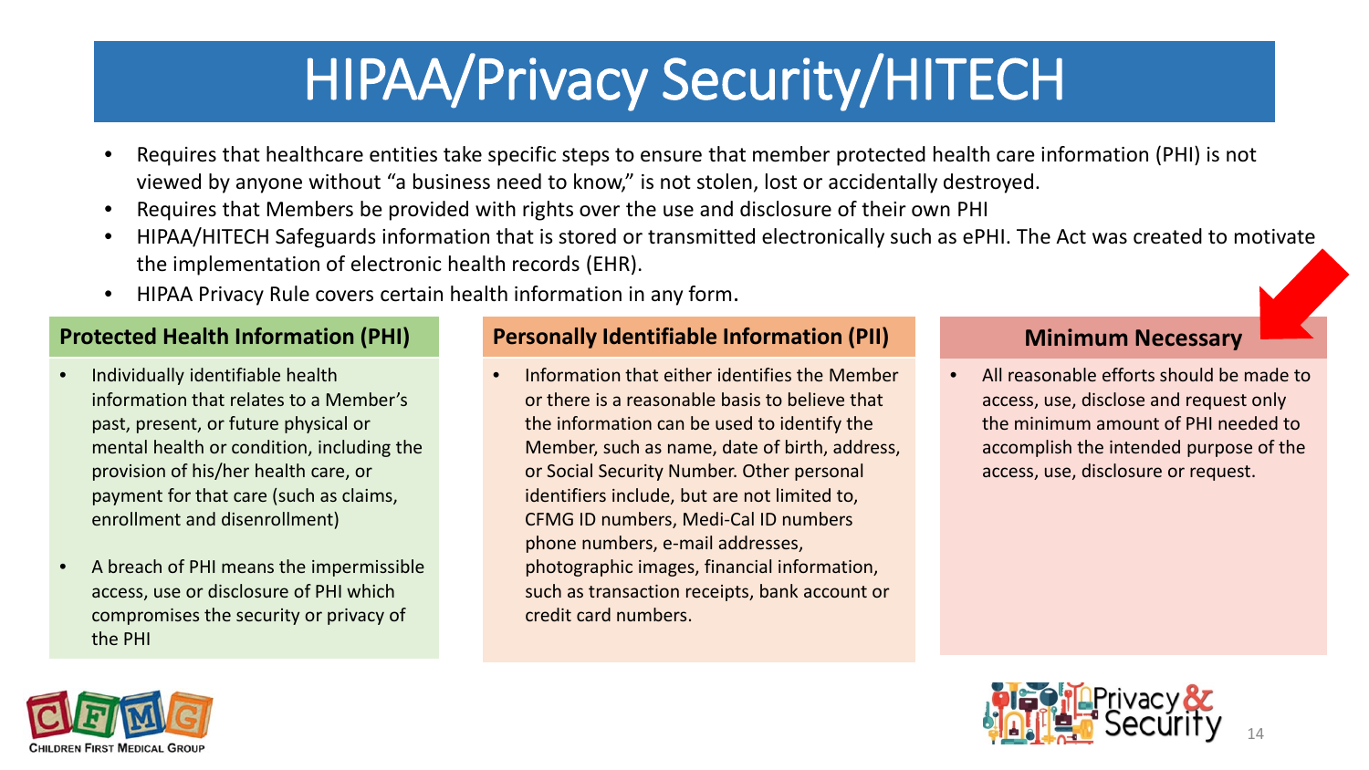# HIPAA/Privacy Security/HITECH

- Requires that healthcare entities take specific steps to ensure that member protected health care information (PHI) is not viewed by anyone without "a business need to know," is not stolen, lost or accidentally destroyed.
- Requires that Members be provided with rights over the use and disclosure of their own PHI
- HIPAA/HITECH Safeguards information that is stored or transmitted electronically such as ePHI. The Act was created to motivate the implementation of electronic health records (EHR).
- HIPAA Privacy Rule covers certain health information in any form.

## Protected Health Information (PHI)

- Individually identifiable health information that relates to a Member's past, present, or future physical or mental health or condition, including the provision of his/her health care, or payment for that care (such as claims, enrollment and disenrollment)
- A breach of PHI means the impermissible access, use or disclosure of PHI which compromises the security or privacy of the PHI

## Personally Identifiable Information (PII)

- Information that either identifies the Member or there is a reasonable basis to believe that the information can be used to identify the Member, such as name, date of birth, address, or Social Security Number. Other personal identifiers include, but are not limited to, CFMG ID numbers, Medi-Cal ID numbers phone numbers, e-mail addresses, photographic images, financial information, such as transaction receipts, bank account or credit card numbers.

## Minimum Necessary

- All reasonable efforts should be made to access, use, disclose and request only the minimum amount of PHI needed to accomplish the intended purpose of the access, use, disclosure or request.

CHILDREN FIRST MEDICAL GROUP

Privacy & Security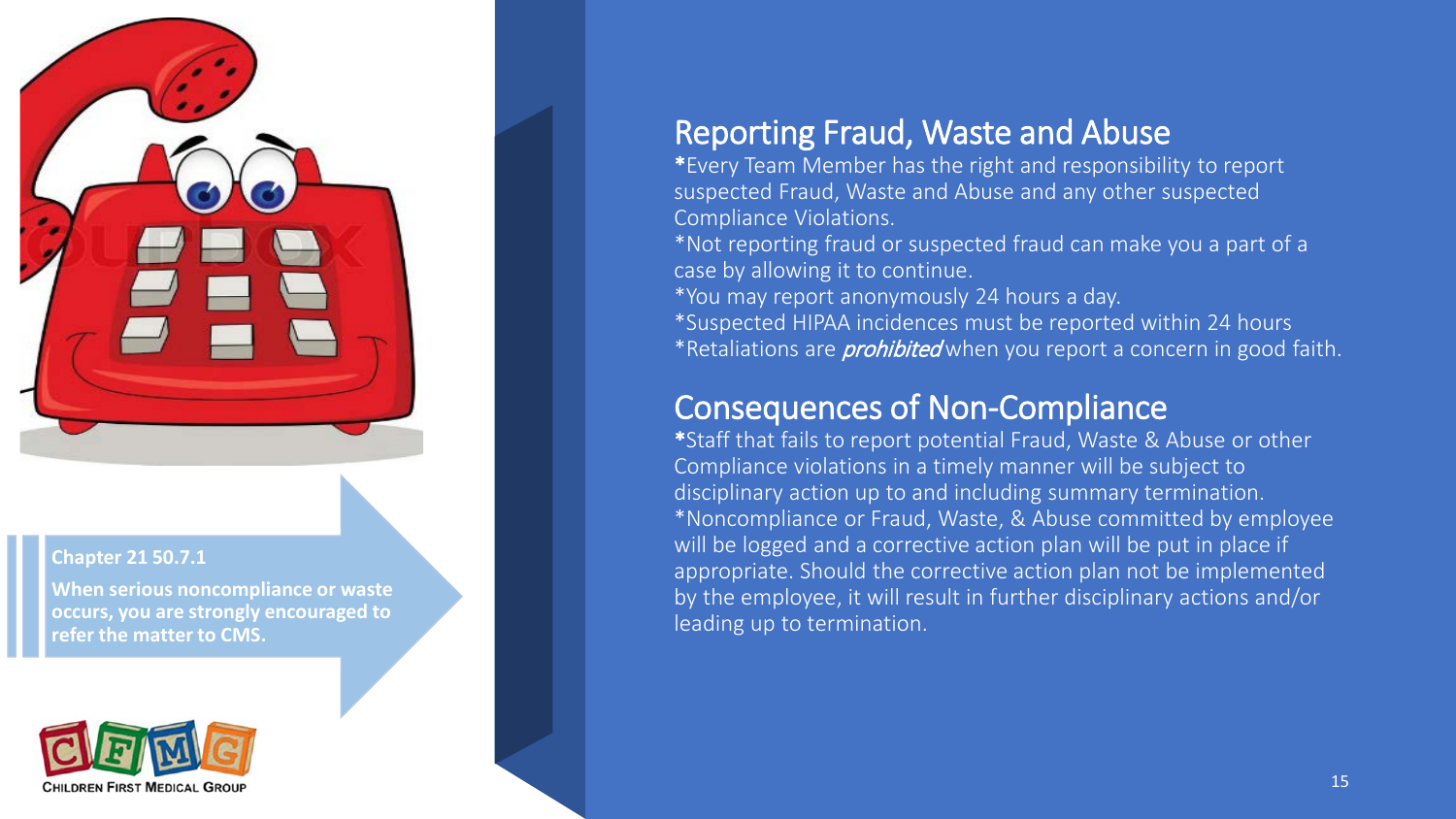## Reporting Fraud, Waste and Abuse

*Every Team Member has the right and responsibility to report suspected Fraud, Waste and Abuse and any other suspected Compliance Violations.
*Not reporting fraud or suspected fraud can make you a part of a case by allowing it to continue.
*You may report anonymously 24 hours a day.
*Suspected HIPAA incidences must be reported within 24 hours
*Retaliations are ***prohibited*** when you report a concern in good faith.

## Consequences of Non-Compliance

*Staff that fails to report potential Fraud, Waste & Abuse or other Compliance violations in a timely manner will be subject to disciplinary action up to and including summary termination.
*Noncompliance or Fraud, Waste, & Abuse committed by employee will be logged and a corrective action plan will be put in place if appropriate. Should the corrective action plan not be implemented by the employee, it will result in further disciplinary actions and/or leading up to termination.

**Chapter 21 50.7.1**

**When serious noncompliance or waste occurs, you are strongly encouraged to refer the matter to CMS.**

CHILDREN FIRST MEDICAL GROUP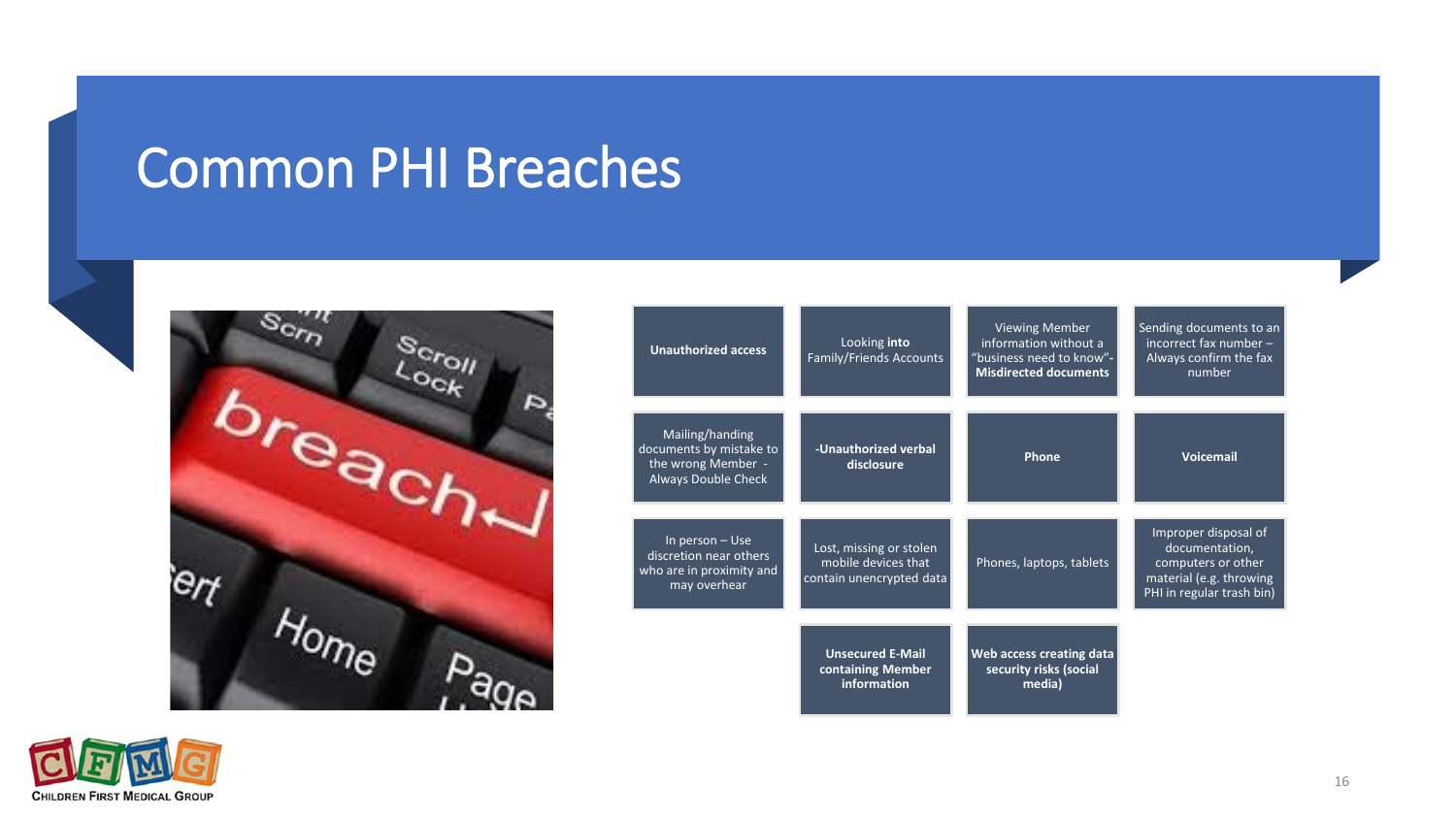# Common PHI Breaches

- **Unauthorized access**
- Looking **into** Family/Friends Accounts
- Viewing Member information without a "business need to know"- **Misdirected documents**
- Sending documents to an incorrect fax number – Always confirm the fax number
- Mailing/handing documents by mistake to the wrong Member - Always Double Check
- **-Unauthorized verbal disclosure**
- **Phone**
- **Voicemail**
- In person – Use discretion near others who are in proximity and may overhear
- Lost, missing or stolen mobile devices that contain unencrypted data
- Phones, laptops, tablets
- Improper disposal of documentation, computers or other material (e.g. throwing PHI in regular trash bin)
- **Unsecured E-Mail containing Member information**
- **Web access creating data security risks (social media)**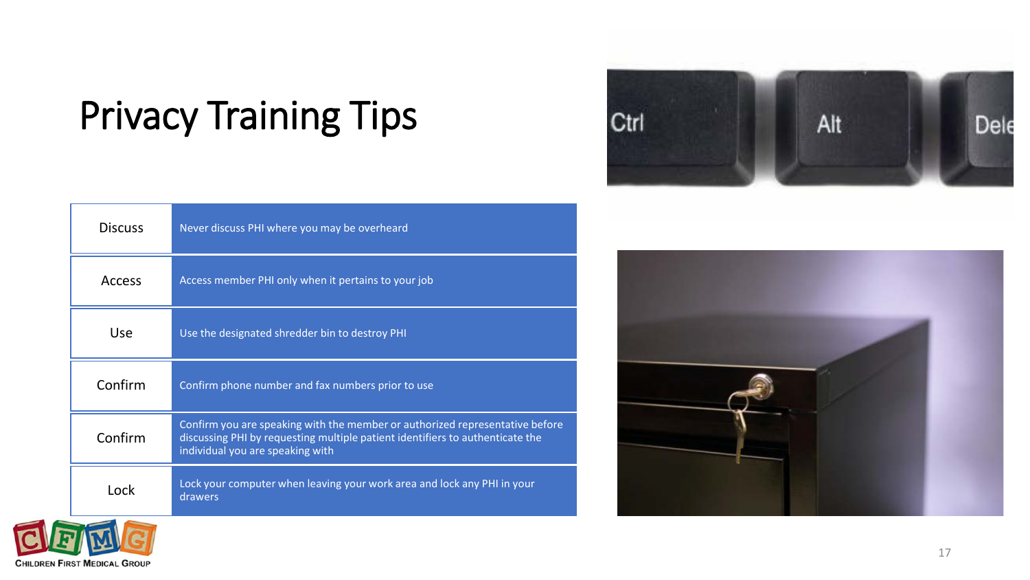# Privacy Training Tips

| | |
|---|---|
| Discuss | Never discuss PHI where you may be overheard |
| Access | Access member PHI only when it pertains to your job |
| Use | Use the designated shredder bin to destroy PHI |
| Confirm | Confirm phone number and fax numbers prior to use |
| Confirm | Confirm you are speaking with the member or authorized representative before discussing PHI by requesting multiple patient identifiers to authenticate the individual you are speaking with |
| Lock | Lock your computer when leaving your work area and lock any PHI in your drawers |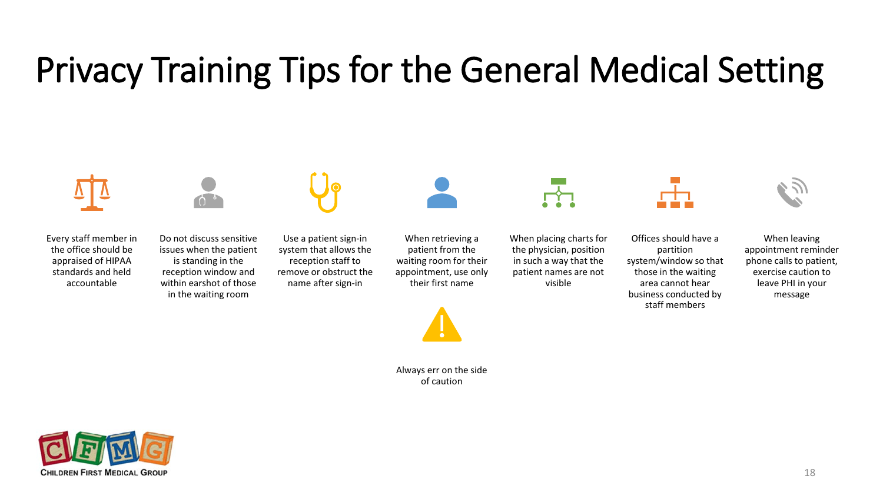# Privacy Training Tips for the General Medical Setting

- Every staff member in the office should be appraised of HIPAA standards and held accountable
- Do not discuss sensitive issues when the patient is standing in the reception window and within earshot of those in the waiting room
- Use a patient sign-in system that allows the reception staff to remove or obstruct the name after sign-in
- When retrieving a patient from the waiting room for their appointment, use only their first name
- When placing charts for the physician, position in such a way that the patient names are not visible
- Offices should have a partition system/window so that those in the waiting area cannot hear business conducted by staff members
- When leaving appointment reminder phone calls to patient, exercise caution to leave PHI in your message
- Always err on the side of caution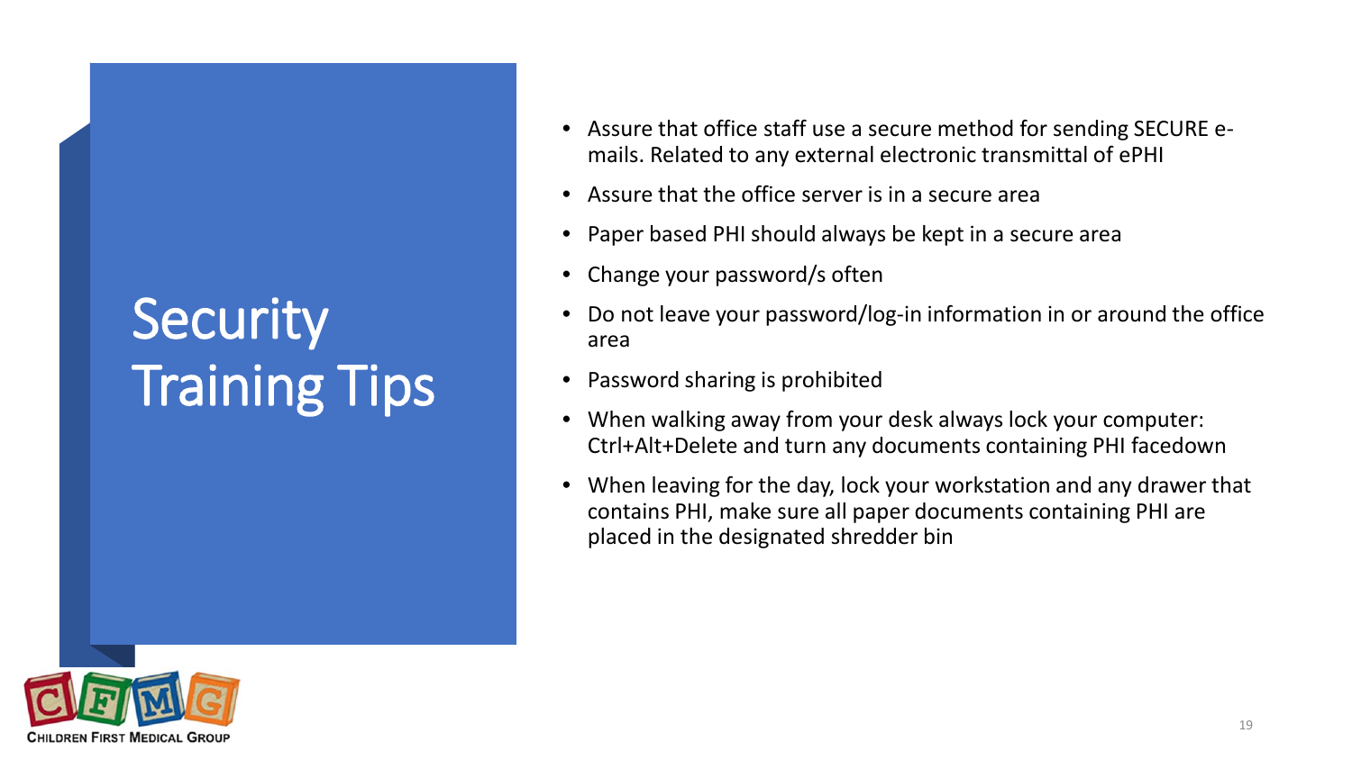# Security Training Tips

- Assure that office staff use a secure method for sending SECURE e-mails. Related to any external electronic transmittal of ePHI
- Assure that the office server is in a secure area
- Paper based PHI should always be kept in a secure area
- Change your password/s often
- Do not leave your password/log-in information in or around the office area
- Password sharing is prohibited
- When walking away from your desk always lock your computer: Ctrl+Alt+Delete and turn any documents containing PHI facedown
- When leaving for the day, lock your workstation and any drawer that contains PHI, make sure all paper documents containing PHI are placed in the designated shredder bin

CHILDREN FIRST MEDICAL GROUP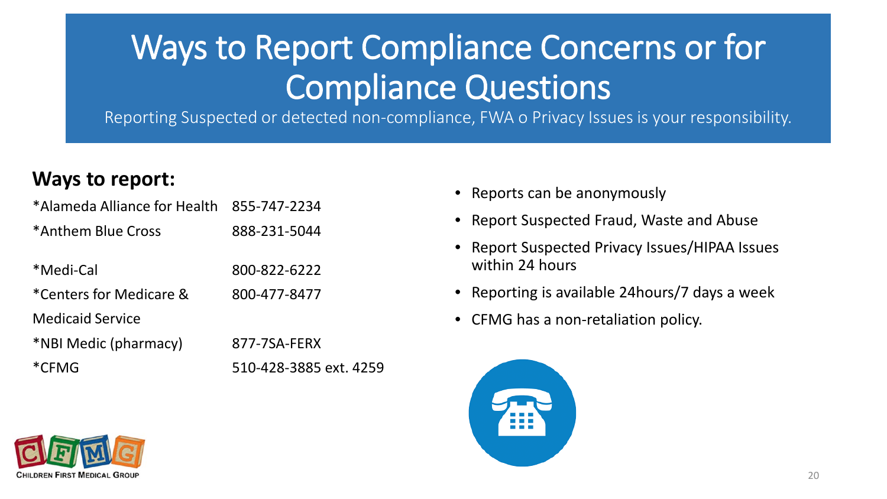# Ways to Report Compliance Concerns or for Compliance Questions

Reporting Suspected or detected non-compliance, FWA o Privacy Issues is your responsibility.

**Ways to report:**

| | |
|---|---|
| *Alameda Alliance for Health | 855-747-2234 |
| *Anthem Blue Cross | 888-231-5044 |
| *Medi-Cal | 800-822-6222 |
| *Centers for Medicare & Medicaid Service | 800-477-8477 |
| *NBI Medic (pharmacy) | 877-7SA-FERX |
| *CFMG | 510-428-3885 ext. 4259 |

- Reports can be anonymously
- Report Suspected Fraud, Waste and Abuse
- Report Suspected Privacy Issues/HIPAA Issues within 24 hours
- Reporting is available 24hours/7 days a week
- CFMG has a non-retaliation policy.

CHILDREN FIRST MEDICAL GROUP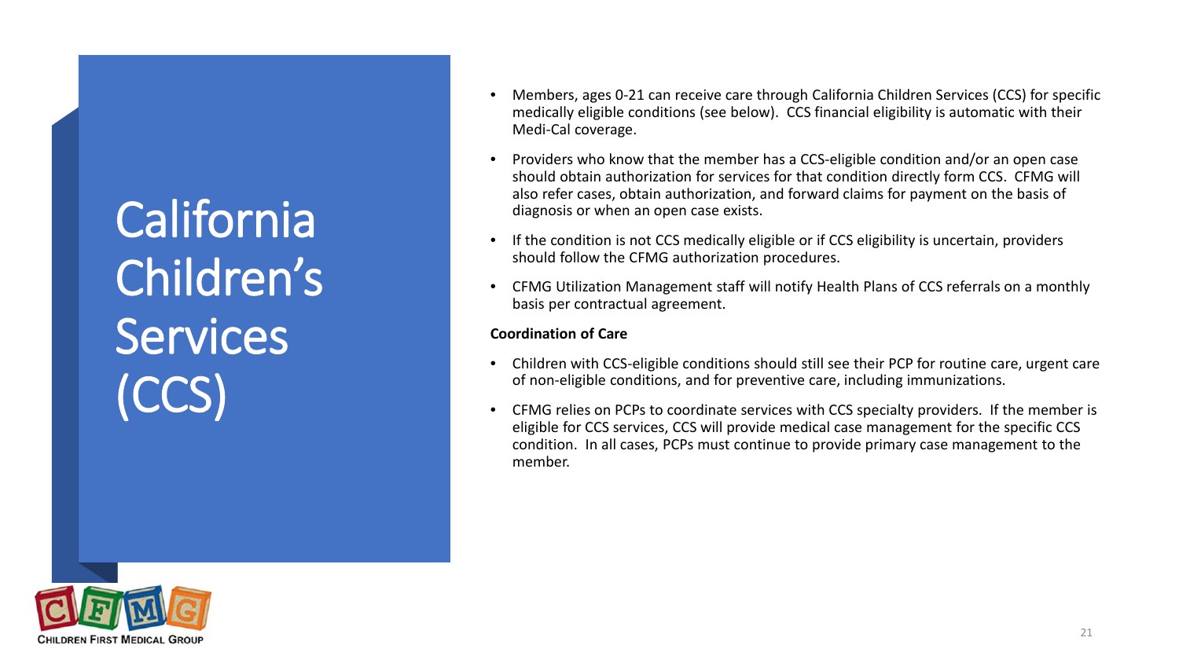# California Children's Services (CCS)

- Members, ages 0-21 can receive care through California Children Services (CCS) for specific medically eligible conditions (see below). CCS financial eligibility is automatic with their Medi-Cal coverage.
- Providers who know that the member has a CCS-eligible condition and/or an open case should obtain authorization for services for that condition directly form CCS. CFMG will also refer cases, obtain authorization, and forward claims for payment on the basis of diagnosis or when an open case exists.
- If the condition is not CCS medically eligible or if CCS eligibility is uncertain, providers should follow the CFMG authorization procedures.
- CFMG Utilization Management staff will notify Health Plans of CCS referrals on a monthly basis per contractual agreement.

**Coordination of Care**

- Children with CCS-eligible conditions should still see their PCP for routine care, urgent care of non-eligible conditions, and for preventive care, including immunizations.
- CFMG relies on PCPs to coordinate services with CCS specialty providers. If the member is eligible for CCS services, CCS will provide medical case management for the specific CCS condition. In all cases, PCPs must continue to provide primary case management to the member.

CHILDREN FIRST MEDICAL GROUP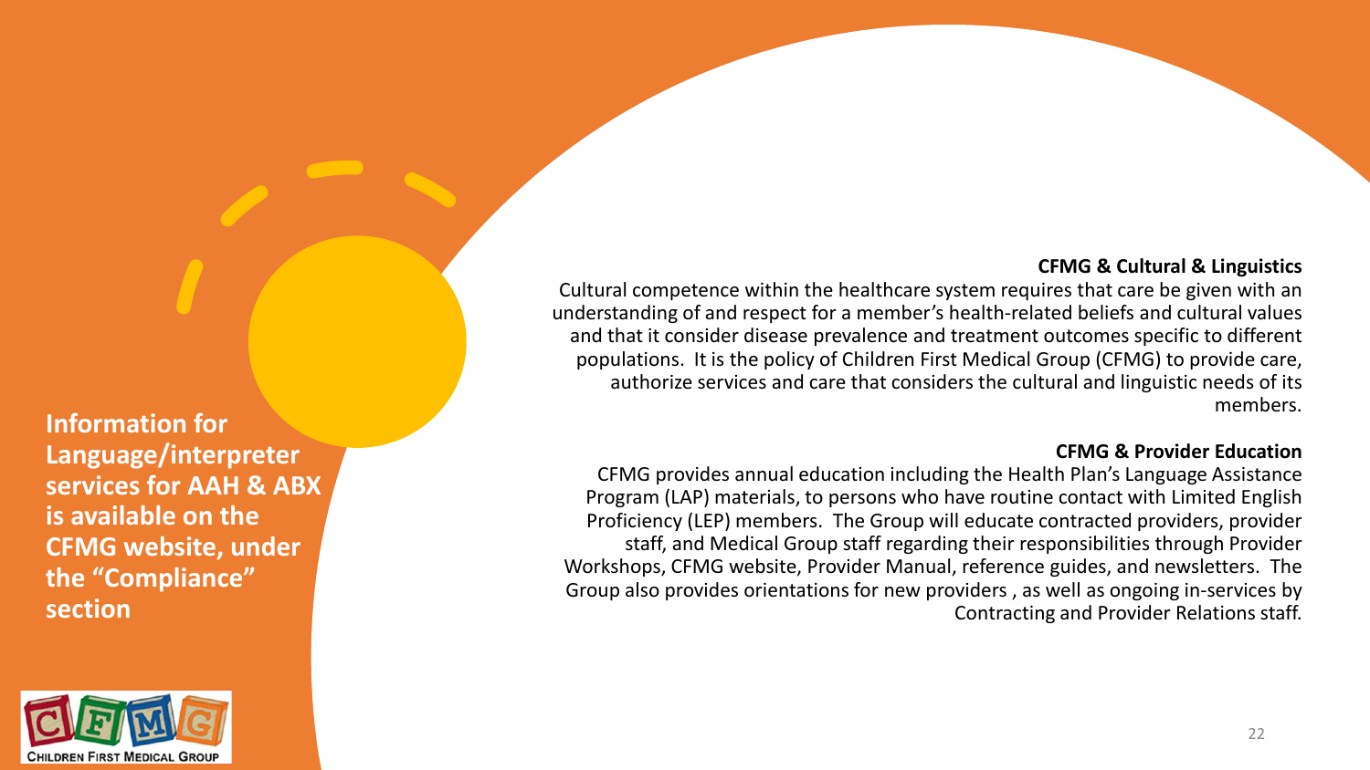**Information for Language/interpreter services for AAH & ABX is available on the CFMG website, under the “Compliance” section**

### CFMG & Cultural & Linguistics

Cultural competence within the healthcare system requires that care be given with an understanding of and respect for a member’s health-related beliefs and cultural values and that it consider disease prevalence and treatment outcomes specific to different populations. It is the policy of Children First Medical Group (CFMG) to provide care, authorize services and care that considers the cultural and linguistic needs of its members.

### CFMG & Provider Education

CFMG provides annual education including the Health Plan’s Language Assistance Program (LAP) materials, to persons who have routine contact with Limited English Proficiency (LEP) members. The Group will educate contracted providers, provider staff, and Medical Group staff regarding their responsibilities through Provider Workshops, CFMG website, Provider Manual, reference guides, and newsletters. The Group also provides orientations for new providers , as well as ongoing in-services by Contracting and Provider Relations staff.

CHILDREN FIRST MEDICAL GROUP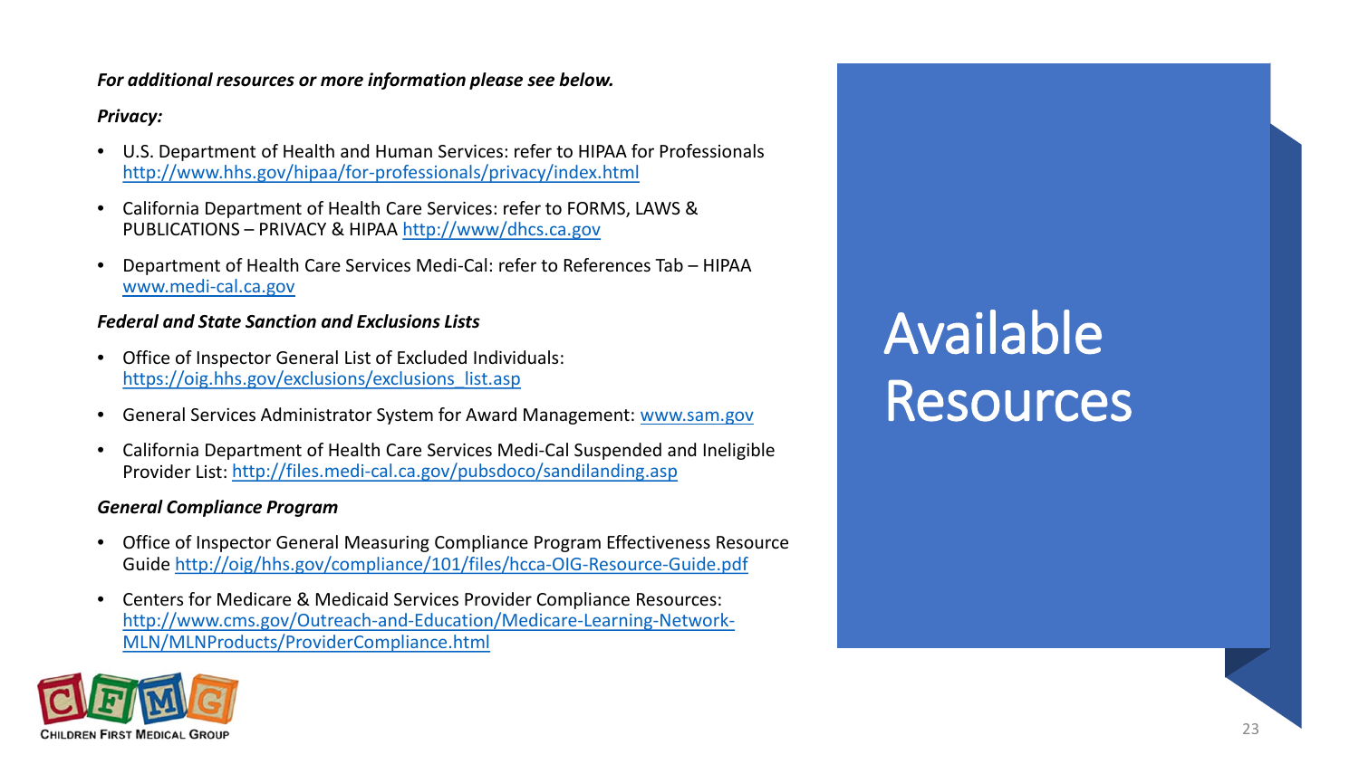# Available Resources

***For additional resources or more information please see below.***

***Privacy:***

- U.S. Department of Health and Human Services: refer to HIPAA for Professionals http://www.hhs.gov/hipaa/for-professionals/privacy/index.html
- California Department of Health Care Services: refer to FORMS, LAWS & PUBLICATIONS – PRIVACY & HIPAA http://www/dhcs.ca.gov
- Department of Health Care Services Medi-Cal: refer to References Tab – HIPAA www.medi-cal.ca.gov

***Federal and State Sanction and Exclusions Lists***

- Office of Inspector General List of Excluded Individuals: https://oig.hhs.gov/exclusions/exclusions_list.asp
- General Services Administrator System for Award Management: www.sam.gov
- California Department of Health Care Services Medi-Cal Suspended and Ineligible Provider List: http://files.medi-cal.ca.gov/pubsdoco/sandilanding.asp

***General Compliance Program***

- Office of Inspector General Measuring Compliance Program Effectiveness Resource Guide http://oig/hhs.gov/compliance/101/files/hcca-OIG-Resource-Guide.pdf
- Centers for Medicare & Medicaid Services Provider Compliance Resources: http://www.cms.gov/Outreach-and-Education/Medicare-Learning-Network-MLN/MLNProducts/ProviderCompliance.html

CHILDREN FIRST MEDICAL GROUP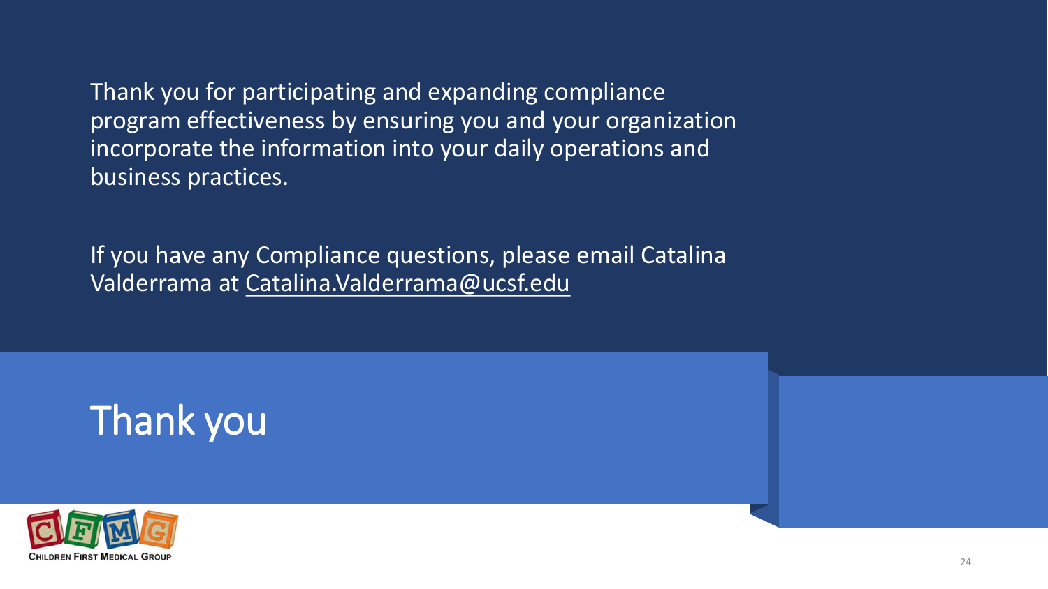Thank you for participating and expanding compliance program effectiveness by ensuring you and your organization incorporate the information into your daily operations and business practices.

If you have any Compliance questions, please email Catalina Valderrama at Catalina.Valderrama@ucsf.edu

# Thank you

CHILDREN FIRST MEDICAL GROUP